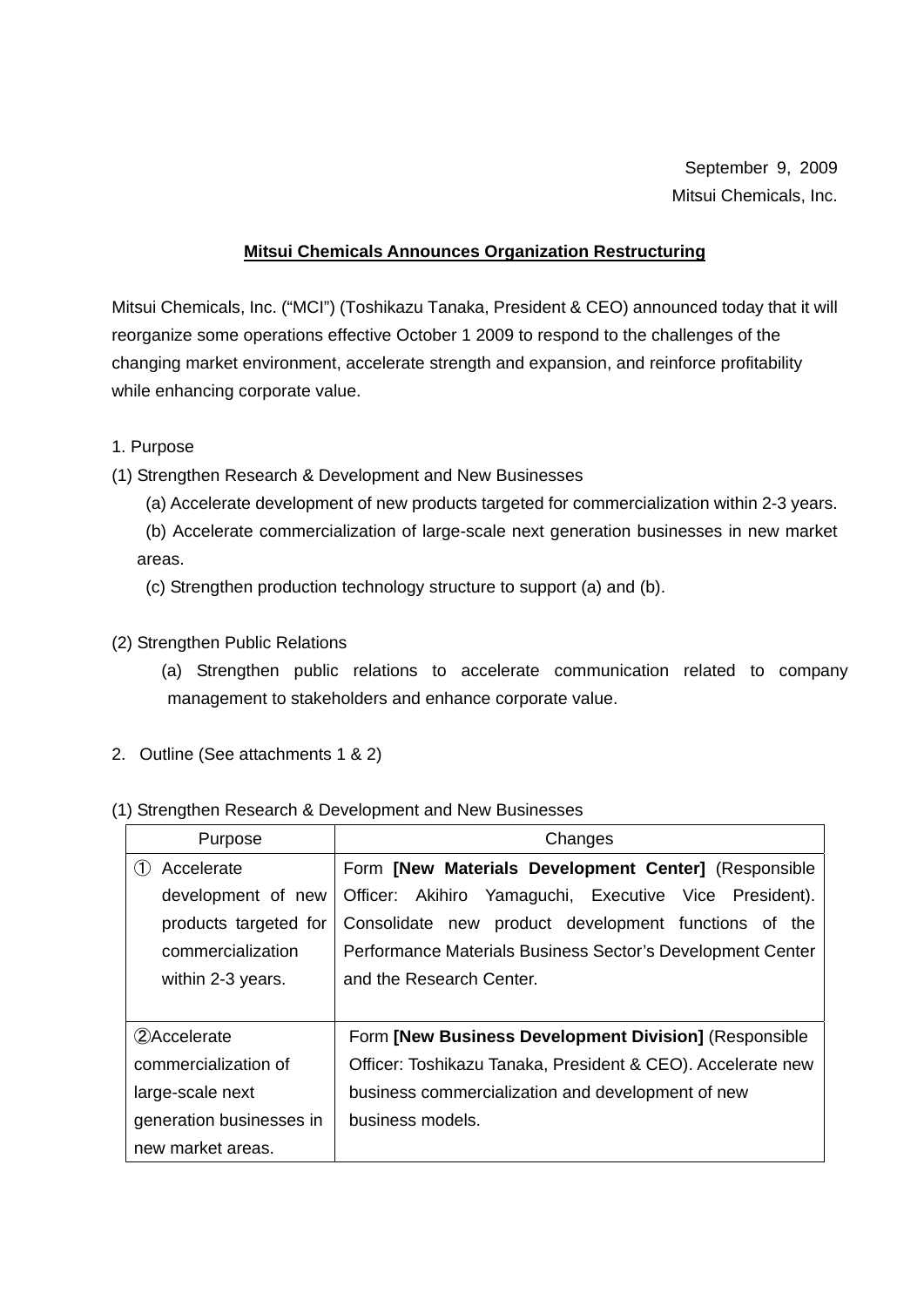September 9, 2009
Mitsui Chemicals, Inc.

# Mitsui Chemicals Announces Organization Restructuring

Mitsui Chemicals, Inc. ("MCI") (Toshikazu Tanaka, President & CEO) announced today that it will reorganize some operations effective October 1 2009 to respond to the challenges of the changing market environment, accelerate strength and expansion, and reinforce profitability while enhancing corporate value.

1. Purpose

(1) Strengthen Research & Development and New Businesses

(a) Accelerate development of new products targeted for commercialization within 2-3 years.

(b) Accelerate commercialization of large-scale next generation businesses in new market areas.

(c) Strengthen production technology structure to support (a) and (b).

(2) Strengthen Public Relations

(a) Strengthen public relations to accelerate communication related to company management to stakeholders and enhance corporate value.

2. Outline (See attachments 1 & 2)

(1) Strengthen Research & Development and New Businesses

| Purpose | Changes |
| --- | --- |
| ① Accelerate development of new products targeted for commercialization within 2-3 years. | Form **[New Materials Development Center]** (Responsible Officer: Akihiro Yamaguchi, Executive Vice President). Consolidate new product development functions of the Performance Materials Business Sector's Development Center and the Research Center. |
| ②Accelerate commercialization of large-scale next generation businesses in new market areas. | Form **[New Business Development Division]** (Responsible Officer: Toshikazu Tanaka, President & CEO). Accelerate new business commercialization and development of new business models. |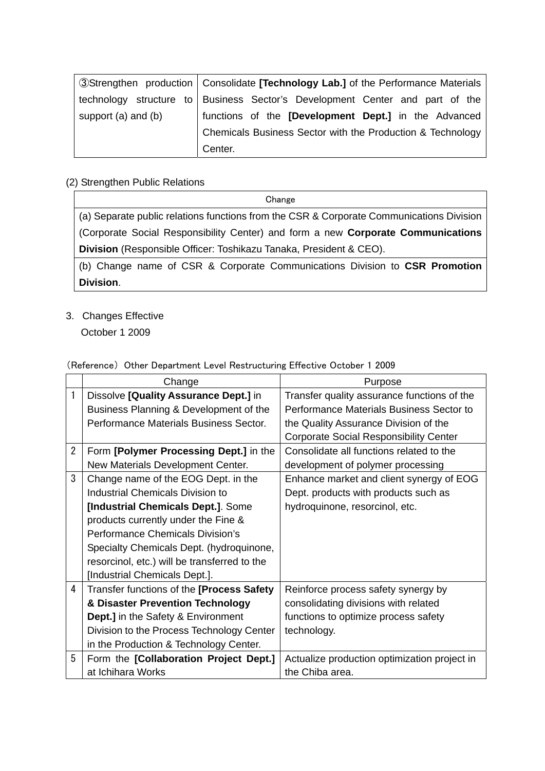| ③Strengthen production technology structure to support (a) and (b) | Consolidate **[Technology Lab.]** of the Performance Materials Business Sector's Development Center and part of the functions of the **[Development Dept.]** in the Advanced Chemicals Business Sector with the Production & Technology Center. |
|---|---|

(2) Strengthen Public Relations

| Change |
|---|
| (a) Separate public relations functions from the CSR & Corporate Communications Division (Corporate Social Responsibility Center) and form a new **Corporate Communications Division** (Responsible Officer: Toshikazu Tanaka, President & CEO). |
| (b) Change name of CSR & Corporate Communications Division to **CSR Promotion Division**. |

3. Changes Effective
   October 1 2009

（Reference）Other Department Level Restructuring Effective October 1 2009

| | Change | Purpose |
|---|---|---|
| 1 | Dissolve **[Quality Assurance Dept.]** in Business Planning & Development of the Performance Materials Business Sector. | Transfer quality assurance functions of the Performance Materials Business Sector to the Quality Assurance Division of the Corporate Social Responsibility Center |
| 2 | Form **[Polymer Processing Dept.]** in the New Materials Development Center. | Consolidate all functions related to the development of polymer processing |
| 3 | Change name of the EOG Dept. in the Industrial Chemicals Division to **[Industrial Chemicals Dept.]**. Some products currently under the Fine & Performance Chemicals Division's Specialty Chemicals Dept. (hydroquinone, resorcinol, etc.) will be transferred to the [Industrial Chemicals Dept.]. | Enhance market and client synergy of EOG Dept. products with products such as hydroquinone, resorcinol, etc. |
| 4 | Transfer functions of the **[Process Safety & Disaster Prevention Technology Dept.]** in the Safety & Environment Division to the Process Technology Center in the Production & Technology Center. | Reinforce process safety synergy by consolidating divisions with related functions to optimize process safety technology. |
| 5 | Form the **[Collaboration Project Dept.]** at Ichihara Works | Actualize production optimization project in the Chiba area. |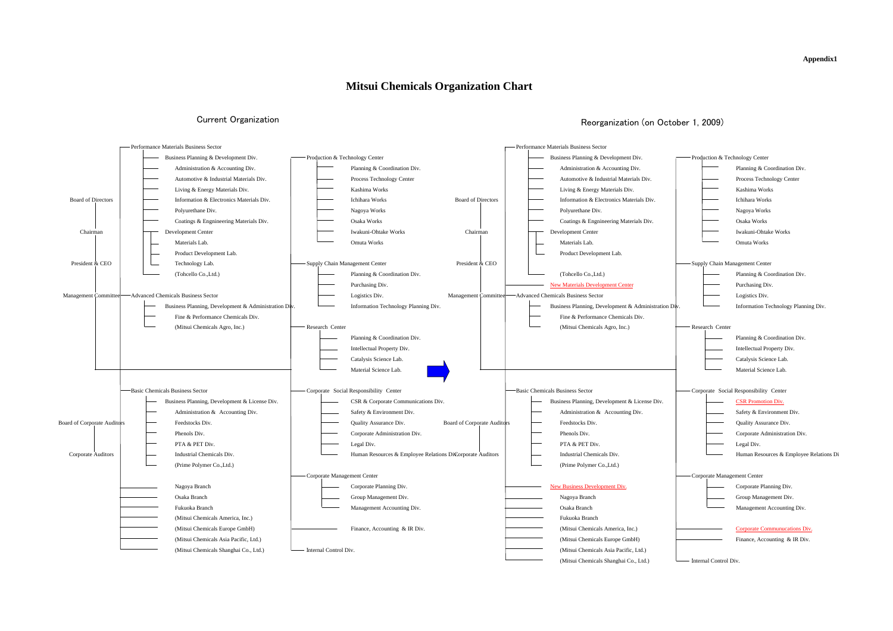Appendix1

# Mitsui Chemicals Organization Chart

## Current Organization

- Board of Directors
- Chairman
- President & CEO
- Management Committee
- Board of Corporate Auditors
- Corporate Auditors

- Performance Materials Business Sector
  - Business Planning & Development Div.
    - Administration & Accounting Div.
    - Automotive & Industrial Materials Div.
    - Living & Energy Materials Div.
    - Information & Electronics Materials Div.
    - Polyurethane Div.
    - Coatings & Engnineering Materials Div.
  - Development Center
    - Materials Lab.
    - Product Development Lab.
    - Technology Lab.
  - (Tohcello Co.,Ltd.)
- Advanced Chemicals Business Sector
  - Business Planning, Development & Administration Div.
  - Fine & Performance Chemicals Div.
  - (Mitsui Chemicals Agro, Inc.)
- Basic Chemicals Business Sector
  - Business Planning, Development & License Div.
    - Administration & Accounting Div.
  - Feedstocks Div.
  - Phenols Div.
  - PTA & PET Div.
  - Industrial Chemicals Div.
  - (Prime Polymer Co.,Ltd.)
- Nagoya Branch
- Osaka Branch
- Fukuoka Branch
- (Mitsui Chemicals America, Inc.)
- (Mitsui Chemicals Europe GmbH)
- (Mitsui Chemicals Asia Pacific, Ltd.)
- (Mitsui Chemicals Shanghai Co., Ltd.)

- Production & Technology Center
  - Planning & Coordination Div.
  - Process Technology Center
  - Kashima Works
  - Ichihara Works
  - Nagoya Works
  - Osaka Works
  - Iwakuni-Ohtake Works
  - Omuta Works
- Supply Chain Management Center
  - Planning & Coordination Div.
  - Purchasing Div.
  - Logistics Div.
  - Information Technology Planning Div.
- Research Center
  - Planning & Coordination Div.
  - Intellectual Property Div.
  - Catalysis Science Lab.
  - Material Science Lab.
- Corporate Social Responsibility Center
  - CSR & Corporate Communications Div.
  - Safety & Environment Div.
  - Quality Assurance Div.
  - Corporate Administration Div.
  - Legal Div.
  - Human Resources & Employee Relations Div.
- Corporate Management Center
  - Corporate Planning Div.
  - Group Management Div.
  - Management Accounting Div.
- Finance, Accounting & IR Div.
- Internal Control Div.

## Reorganization (on October 1, 2009)

- Board of Directors
- Chairman
- President & CEO
- Management Committee
- Board of Corporate Auditors
- Corporate Auditors

- Performance Materials Business Sector
  - Business Planning & Development Div.
    - Administration & Accounting Div.
    - Automotive & Industrial Materials Div.
    - Living & Energy Materials Div.
    - Information & Electronics Materials Div.
    - Polyurethane Div.
    - Coatings & Engnineering Materials Div.
  - Development Center
    - Materials Lab.
    - Product Development Lab.
  - (Tohcello Co.,Ltd.)
- New Materials Development Center
- Advanced Chemicals Business Sector
  - Business Planning, Development & Administration Div.
  - Fine & Performance Chemicals Div.
  - (Mitsui Chemicals Agro, Inc.)
- Basic Chemicals Business Sector
  - Business Planning, Development & License Div.
    - Administration & Accounting Div.
  - Feedstocks Div.
  - Phenols Div.
  - PTA & PET Div.
  - Industrial Chemicals Div.
  - (Prime Polymer Co.,Ltd.)
- New Business Development Div.
- Nagoya Branch
- Osaka Branch
- Fukuoka Branch
- (Mitsui Chemicals America, Inc.)
- (Mitsui Chemicals Europe GmbH)
- (Mitsui Chemicals Asia Pacific, Ltd.)
- (Mitsui Chemicals Shanghai Co., Ltd.)

- Production & Technology Center
  - Planning & Coordination Div.
  - Process Technology Center
  - Kashima Works
  - Ichihara Works
  - Nagoya Works
  - Osaka Works
  - Iwakuni-Ohtake Works
  - Omuta Works
- Supply Chain Management Center
  - Planning & Coordination Div.
  - Purchasing Div.
  - Logistics Div.
  - Information Technology Planning Div.
- Research Center
  - Planning & Coordination Div.
  - Intellectual Property Div.
  - Catalysis Science Lab.
  - Material Science Lab.
- Corporate Social Responsibility Center
  - CSR Promotion Div.
  - Safety & Environment Div.
  - Quality Assurance Div.
  - Corporate Administration Div.
  - Legal Div.
  - Human Resources & Employee Relations Di
- Corporate Management Center
  - Corporate Planning Div.
  - Group Management Div.
  - Management Accounting Div.
- Corporate Communucations Div.
- Finance, Accounting & IR Div.
- Internal Control Div.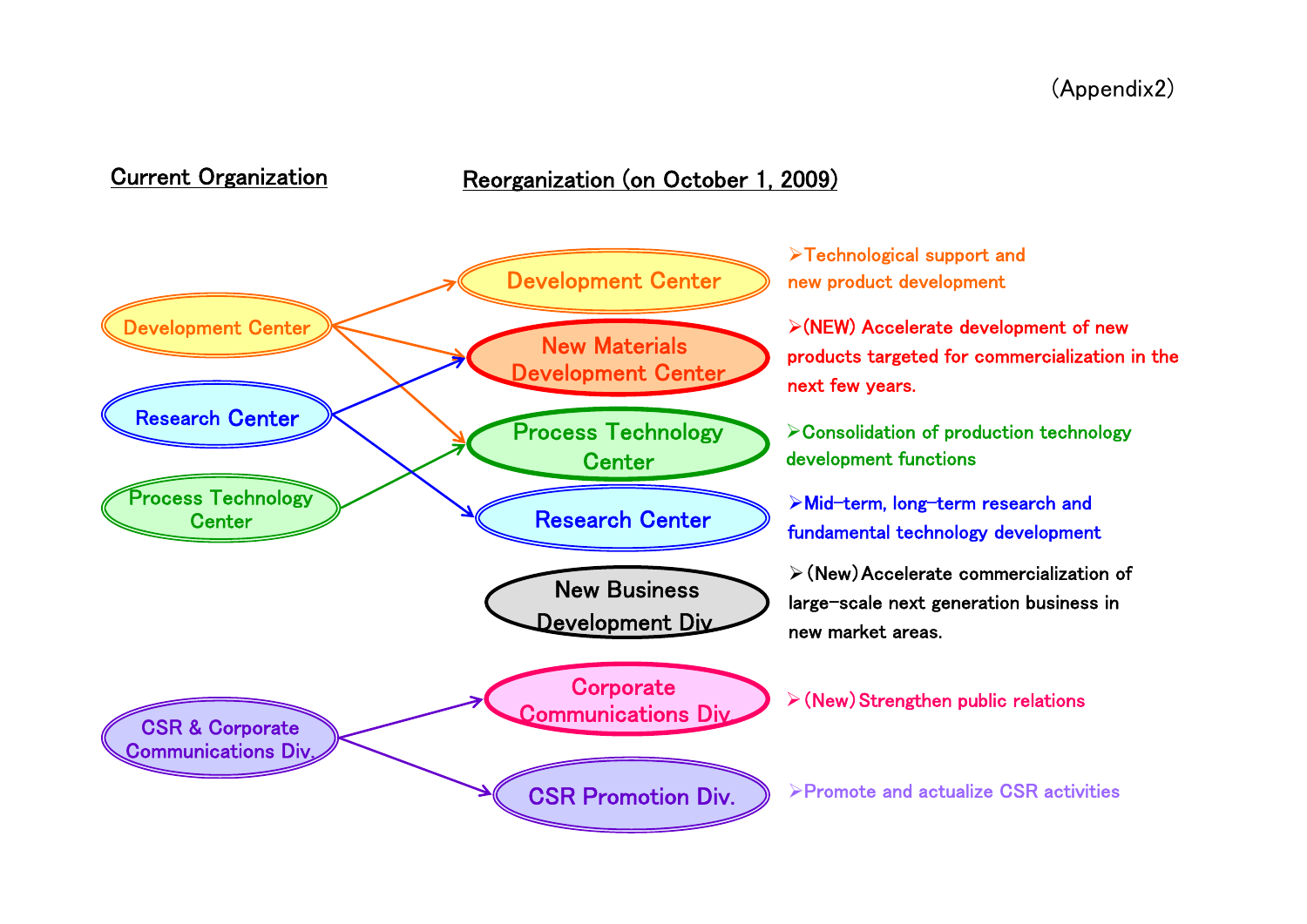(Appendix2)

**Current Organization**

- Development Center
- Research Center
- Process Technology Center
- CSR & Corporate Communications Div.

**Reorganization (on October 1, 2009)**

- **Development Center** — ➢Technological support and new product development
- **New Materials Development Center** — ➢(NEW) Accelerate development of new products targeted for commercialization in the next few years.
- **Process Technology Center** — ➢Consolidation of production technology development functions
- **Research Center** — ➢Mid-term, long-term research and fundamental technology development
- **New Business Development Div** — ➢(New) Accelerate commercialization of large-scale next generation business in new market areas.
- **Corporate Communications Div** — ➢(New) Strengthen public relations
- **CSR Promotion Div.** — ➢Promote and actualize CSR activities

Current → Reorganization:

- Development Center → Development Center, New Materials Development Center, Process Technology Center
- Research Center → New Materials Development Center, Research Center
- Process Technology Center → Process Technology Center
- CSR & Corporate Communications Div. → Corporate Communications Div, CSR Promotion Div.